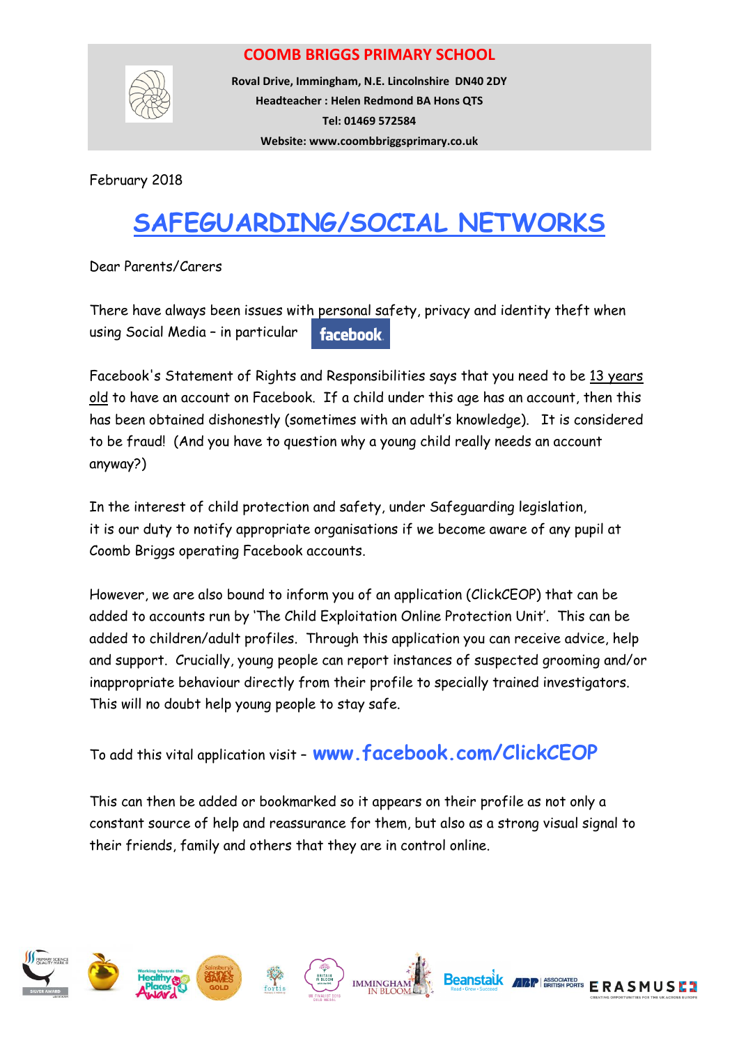**COOMB BRIGGS PRIMARY SCHOOL**

**Roval Drive, Immingham, N.E. Lincolnshire DN40 2DY**
**Headteacher : Helen Redmond BA Hons QTS**
**Tel: 01469 572584**
**Website: www.coombbriggsprimary.co.uk**

February 2018

# SAFEGUARDING/SOCIAL NETWORKS

Dear Parents/Carers

There have always been issues with personal safety, privacy and identity theft when using Social Media – in particular facebook

Facebook's Statement of Rights and Responsibilities says that you need to be 13 years old to have an account on Facebook. If a child under this age has an account, then this has been obtained dishonestly (sometimes with an adult's knowledge). It is considered to be fraud! (And you have to question why a young child really needs an account anyway?)

In the interest of child protection and safety, under Safeguarding legislation, it is our duty to notify appropriate organisations if we become aware of any pupil at Coomb Briggs operating Facebook accounts.

However, we are also bound to inform you of an application (ClickCEOP) that can be added to accounts run by 'The Child Exploitation Online Protection Unit'. This can be added to children/adult profiles. Through this application you can receive advice, help and support. Crucially, young people can report instances of suspected grooming and/or inappropriate behaviour directly from their profile to specially trained investigators. This will no doubt help young people to stay safe.

To add this vital application visit – **www.facebook.com/ClickCEOP**

This can then be added or bookmarked so it appears on their profile as not only a constant source of help and reassurance for them, but also as a strong visual signal to their friends, family and others that they are in control online.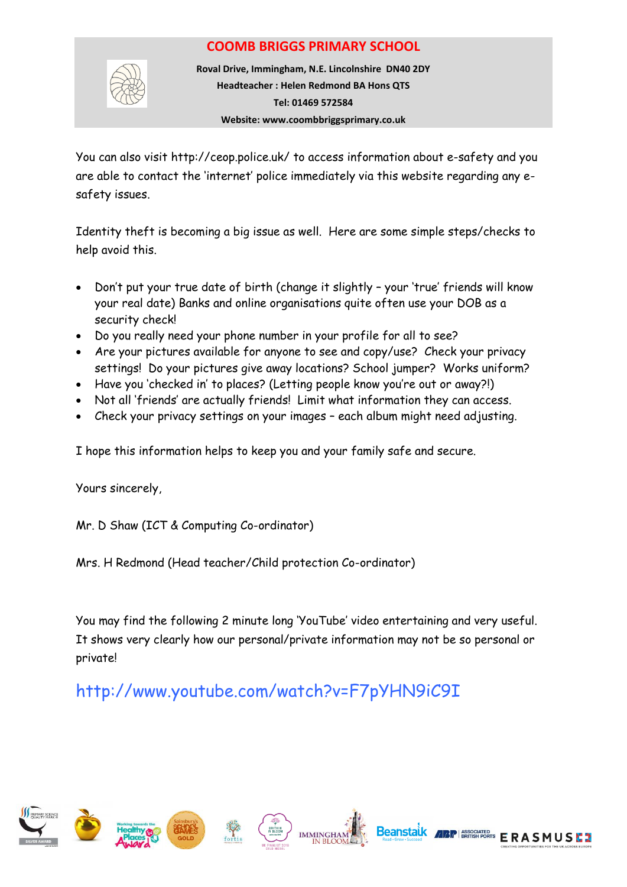**COOMB BRIGGS PRIMARY SCHOOL**

**Roval Drive, Immingham, N.E. Lincolnshire DN40 2DY**
**Headteacher : Helen Redmond BA Hons QTS**
**Tel: 01469 572584**
**Website: www.coombbriggsprimary.co.uk**

You can also visit http://ceop.police.uk/ to access information about e-safety and you are able to contact the 'internet' police immediately via this website regarding any e-safety issues.

Identity theft is becoming a big issue as well. Here are some simple steps/checks to help avoid this.

- Don't put your true date of birth (change it slightly – your 'true' friends will know your real date) Banks and online organisations quite often use your DOB as a security check!
- Do you really need your phone number in your profile for all to see?
- Are your pictures available for anyone to see and copy/use? Check your privacy settings! Do your pictures give away locations? School jumper? Works uniform?
- Have you 'checked in' to places? (Letting people know you're out or away?!)
- Not all 'friends' are actually friends! Limit what information they can access.
- Check your privacy settings on your images – each album might need adjusting.

I hope this information helps to keep you and your family safe and secure.

Yours sincerely,

Mr. D Shaw (ICT & Computing Co-ordinator)

Mrs. H Redmond (Head teacher/Child protection Co-ordinator)

You may find the following 2 minute long 'YouTube' video entertaining and very useful. It shows very clearly how our personal/private information may not be so personal or private!

http://www.youtube.com/watch?v=F7pYHN9iC9I